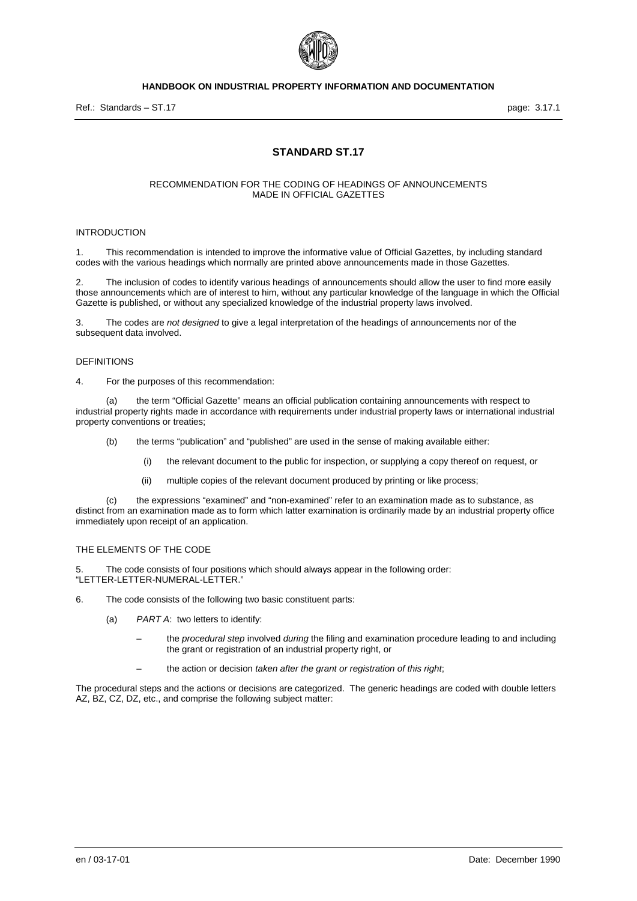# STANDARD ST.17

RECOMMENDATION FOR THE CODING OF HEADINGS OF ANNOUNCEMENTS MADE IN OFFICIAL GAZETTES

## INTRODUCTION

1. This recommendation is intended to improve the informative value of Official Gazettes, by including standard codes with the various headings which normally are printed above announcements made in those Gazettes.

2. The inclusion of codes to identify various headings of announcements should allow the user to find more easily those announcements which are of interest to him, without any particular knowledge of the language in which the Official Gazette is published, or without any specialized knowledge of the industrial property laws involved.

3. The codes are *not designed* to give a legal interpretation of the headings of announcements nor of the subsequent data involved.

## DEFINITIONS

4. For the purposes of this recommendation:

   (a) the term "Official Gazette" means an official publication containing announcements with respect to industrial property rights made in accordance with requirements under industrial property laws or international industrial property conventions or treaties;

   (b) the terms "publication" and "published" are used in the sense of making available either:

      (i) the relevant document to the public for inspection, or supplying a copy thereof on request, or

      (ii) multiple copies of the relevant document produced by printing or like process;

   (c) the expressions "examined" and "non-examined" refer to an examination made as to substance, as distinct from an examination made as to form which latter examination is ordinarily made by an industrial property office immediately upon receipt of an application.

## THE ELEMENTS OF THE CODE

5. The code consists of four positions which should always appear in the following order: "LETTER-LETTER-NUMERAL-LETTER."

6. The code consists of the following two basic constituent parts:

   (a) *PART A*: two letters to identify:

   – the *procedural step* involved *during* the filing and examination procedure leading to and including the grant or registration of an industrial property right, or

   – the action or decision *taken after the grant or registration of this right*;

The procedural steps and the actions or decisions are categorized. The generic headings are coded with double letters AZ, BZ, CZ, DZ, etc., and comprise the following subject matter: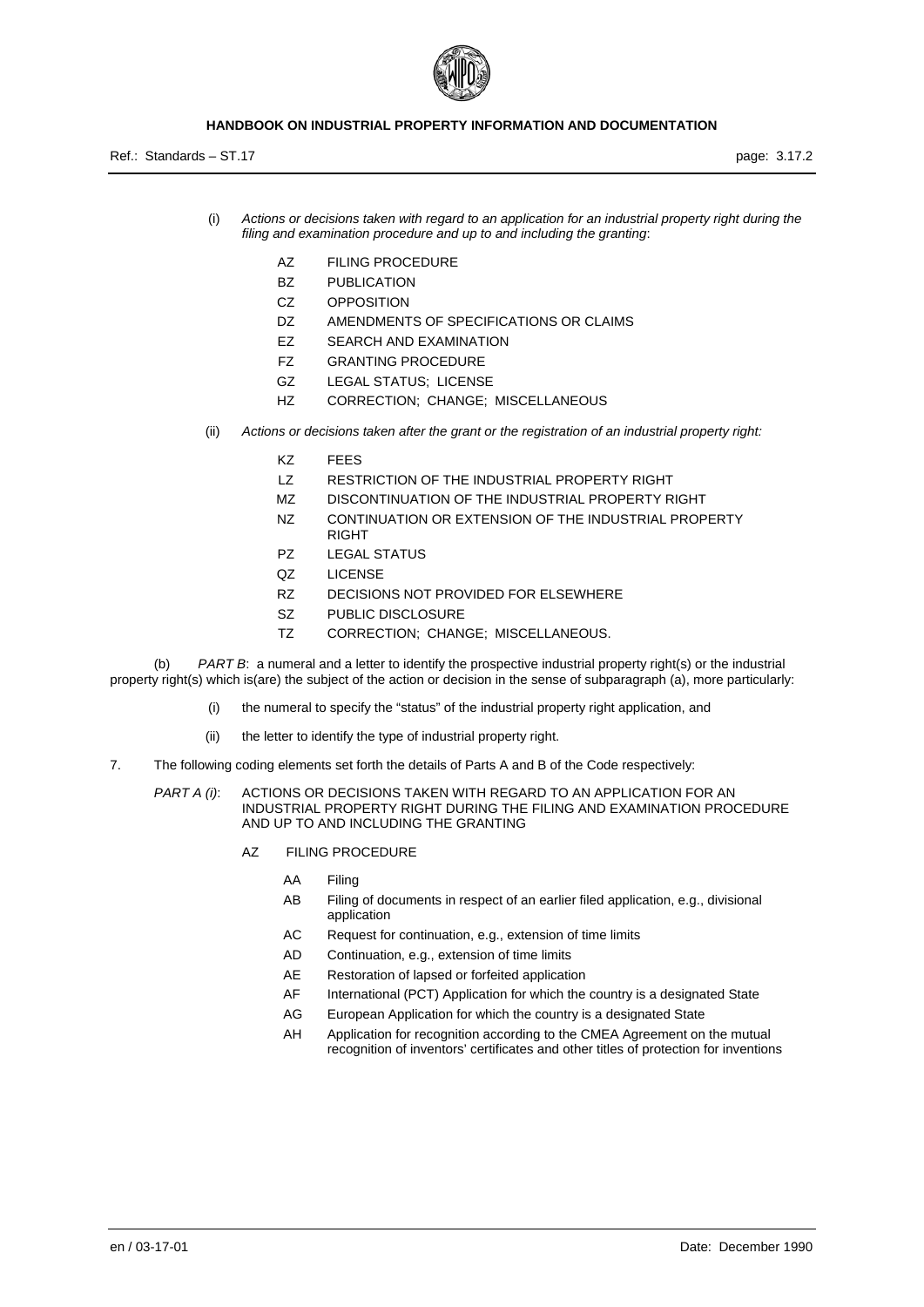(i) *Actions or decisions taken with regard to an application for an industrial property right during the filing and examination procedure and up to and including the granting*:

- AZ FILING PROCEDURE
- BZ PUBLICATION
- CZ OPPOSITION
- DZ AMENDMENTS OF SPECIFICATIONS OR CLAIMS
- EZ SEARCH AND EXAMINATION
- FZ GRANTING PROCEDURE
- GZ LEGAL STATUS; LICENSE
- HZ CORRECTION; CHANGE; MISCELLANEOUS

(ii) *Actions or decisions taken after the grant or the registration of an industrial property right:*

- KZ FEES
- LZ RESTRICTION OF THE INDUSTRIAL PROPERTY RIGHT
- MZ DISCONTINUATION OF THE INDUSTRIAL PROPERTY RIGHT
- NZ CONTINUATION OR EXTENSION OF THE INDUSTRIAL PROPERTY RIGHT
- PZ LEGAL STATUS
- QZ LICENSE
- RZ DECISIONS NOT PROVIDED FOR ELSEWHERE
- SZ PUBLIC DISCLOSURE
- TZ CORRECTION; CHANGE; MISCELLANEOUS.

(b) *PART B*: a numeral and a letter to identify the prospective industrial property right(s) or the industrial property right(s) which is(are) the subject of the action or decision in the sense of subparagraph (a), more particularly:

(i) the numeral to specify the "status" of the industrial property right application, and

(ii) the letter to identify the type of industrial property right.

7. The following coding elements set forth the details of Parts A and B of the Code respectively:

*PART A (i)*: ACTIONS OR DECISIONS TAKEN WITH REGARD TO AN APPLICATION FOR AN INDUSTRIAL PROPERTY RIGHT DURING THE FILING AND EXAMINATION PROCEDURE AND UP TO AND INCLUDING THE GRANTING

AZ FILING PROCEDURE

- AA Filing
- AB Filing of documents in respect of an earlier filed application, e.g., divisional application
- AC Request for continuation, e.g., extension of time limits
- AD Continuation, e.g., extension of time limits
- AE Restoration of lapsed or forfeited application
- AF International (PCT) Application for which the country is a designated State
- AG European Application for which the country is a designated State
- AH Application for recognition according to the CMEA Agreement on the mutual recognition of inventors' certificates and other titles of protection for inventions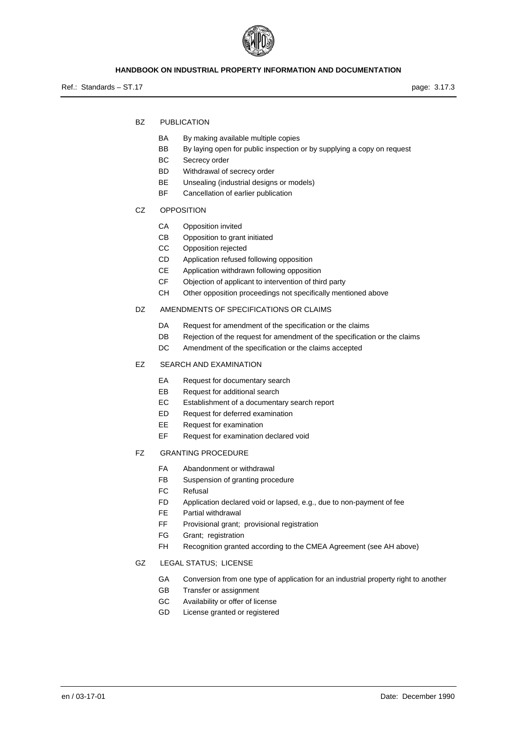BZ PUBLICATION

- BA By making available multiple copies
- BB By laying open for public inspection or by supplying a copy on request
- BC Secrecy order
- BD Withdrawal of secrecy order
- BE Unsealing (industrial designs or models)
- BF Cancellation of earlier publication

CZ OPPOSITION

- CA Opposition invited
- CB Opposition to grant initiated
- CC Opposition rejected
- CD Application refused following opposition
- CE Application withdrawn following opposition
- CF Objection of applicant to intervention of third party
- CH Other opposition proceedings not specifically mentioned above

DZ AMENDMENTS OF SPECIFICATIONS OR CLAIMS

- DA Request for amendment of the specification or the claims
- DB Rejection of the request for amendment of the specification or the claims
- DC Amendment of the specification or the claims accepted

EZ SEARCH AND EXAMINATION

- EA Request for documentary search
- EB Request for additional search
- EC Establishment of a documentary search report
- ED Request for deferred examination
- EE Request for examination
- EF Request for examination declared void

FZ GRANTING PROCEDURE

- FA Abandonment or withdrawal
- FB Suspension of granting procedure
- FC Refusal
- FD Application declared void or lapsed, e.g., due to non-payment of fee
- FE Partial withdrawal
- FF Provisional grant; provisional registration
- FG Grant; registration
- FH Recognition granted according to the CMEA Agreement (see AH above)

GZ LEGAL STATUS; LICENSE

- GA Conversion from one type of application for an industrial property right to another
- GB Transfer or assignment
- GC Availability or offer of license
- GD License granted or registered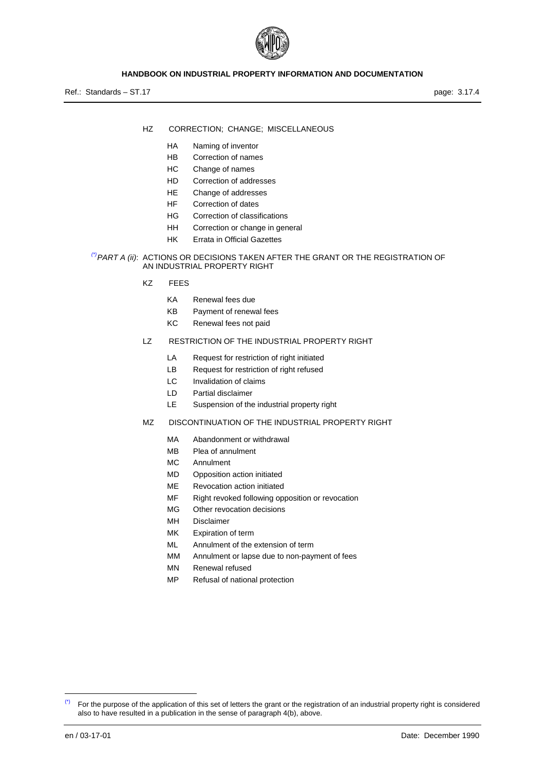HZ CORRECTION; CHANGE; MISCELLANEOUS

- HA Naming of inventor
- HB Correction of names
- HC Change of names
- HD Correction of addresses
- HE Change of addresses
- HF Correction of dates
- HG Correction of classifications
- HH Correction or change in general
- HK Errata in Official Gazettes

[(*)] *PART A (ii)*: ACTIONS OR DECISIONS TAKEN AFTER THE GRANT OR THE REGISTRATION OF AN INDUSTRIAL PROPERTY RIGHT

KZ FEES

- KA Renewal fees due
- KB Payment of renewal fees
- KC Renewal fees not paid

LZ RESTRICTION OF THE INDUSTRIAL PROPERTY RIGHT

- LA Request for restriction of right initiated
- LB Request for restriction of right refused
- LC Invalidation of claims
- LD Partial disclaimer
- LE Suspension of the industrial property right

MZ DISCONTINUATION OF THE INDUSTRIAL PROPERTY RIGHT

- MA Abandonment or withdrawal
- MB Plea of annulment
- MC Annulment
- MD Opposition action initiated
- ME Revocation action initiated
- MF Right revoked following opposition or revocation
- MG Other revocation decisions
- MH Disclaimer
- MK Expiration of term
- ML Annulment of the extension of term
- MM Annulment or lapse due to non-payment of fees
- MN Renewal refused
- MP Refusal of national protection

---

(*) For the purpose of the application of this set of letters the grant or the registration of an industrial property right is considered also to have resulted in a publication in the sense of paragraph 4(b), above.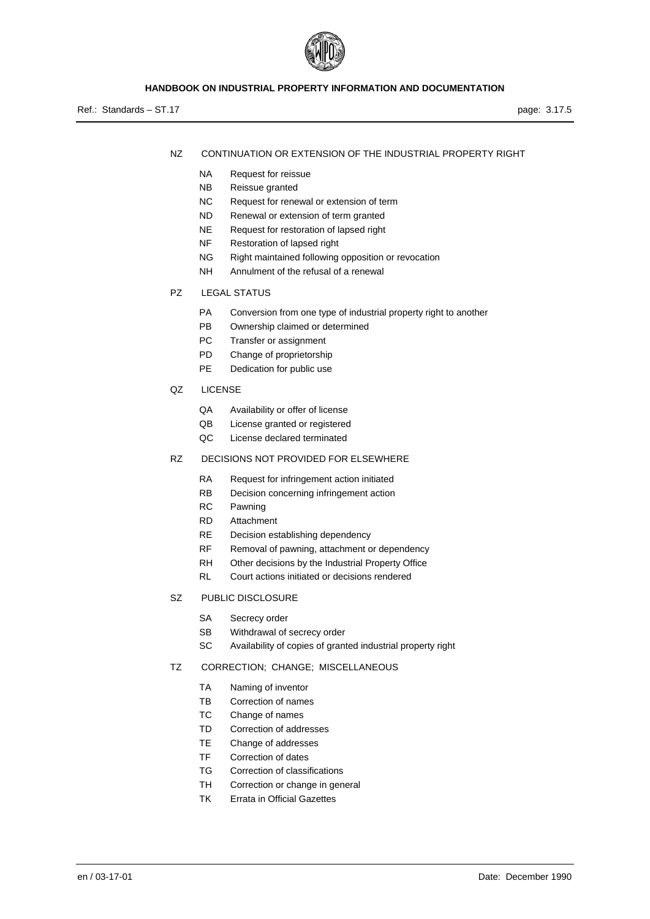NZ CONTINUATION OR EXTENSION OF THE INDUSTRIAL PROPERTY RIGHT

- NA Request for reissue
- NB Reissue granted
- NC Request for renewal or extension of term
- ND Renewal or extension of term granted
- NE Request for restoration of lapsed right
- NF Restoration of lapsed right
- NG Right maintained following opposition or revocation
- NH Annulment of the refusal of a renewal

PZ LEGAL STATUS

- PA Conversion from one type of industrial property right to another
- PB Ownership claimed or determined
- PC Transfer or assignment
- PD Change of proprietorship
- PE Dedication for public use

QZ LICENSE

- QA Availability or offer of license
- QB License granted or registered
- QC License declared terminated

RZ DECISIONS NOT PROVIDED FOR ELSEWHERE

- RA Request for infringement action initiated
- RB Decision concerning infringement action
- RC Pawning
- RD Attachment
- RE Decision establishing dependency
- RF Removal of pawning, attachment or dependency
- RH Other decisions by the Industrial Property Office
- RL Court actions initiated or decisions rendered

SZ PUBLIC DISCLOSURE

- SA Secrecy order
- SB Withdrawal of secrecy order
- SC Availability of copies of granted industrial property right

TZ CORRECTION; CHANGE; MISCELLANEOUS

- TA Naming of inventor
- TB Correction of names
- TC Change of names
- TD Correction of addresses
- TE Change of addresses
- TF Correction of dates
- TG Correction of classifications
- TH Correction or change in general
- TK Errata in Official Gazettes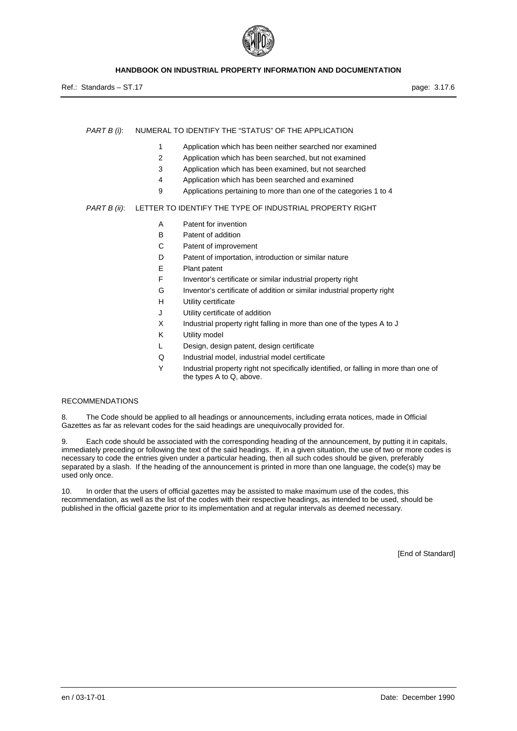*PART B (i)*: NUMERAL TO IDENTIFY THE "STATUS" OF THE APPLICATION

| | |
|---|---|
| 1 | Application which has been neither searched nor examined |
| 2 | Application which has been searched, but not examined |
| 3 | Application which has been examined, but not searched |
| 4 | Application which has been searched and examined |
| 9 | Applications pertaining to more than one of the categories 1 to 4 |

*PART B (ii)*: LETTER TO IDENTIFY THE TYPE OF INDUSTRIAL PROPERTY RIGHT

| | |
|---|---|
| A | Patent for invention |
| B | Patent of addition |
| C | Patent of improvement |
| D | Patent of importation, introduction or similar nature |
| E | Plant patent |
| F | Inventor's certificate or similar industrial property right |
| G | Inventor's certificate of addition or similar industrial property right |
| H | Utility certificate |
| J | Utility certificate of addition |
| X | Industrial property right falling in more than one of the types A to J |
| K | Utility model |
| L | Design, design patent, design certificate |
| Q | Industrial model, industrial model certificate |
| Y | Industrial property right not specifically identified, or falling in more than one of the types A to Q, above. |

RECOMMENDATIONS

8. The Code should be applied to all headings or announcements, including errata notices, made in Official Gazettes as far as relevant codes for the said headings are unequivocally provided for.

9. Each code should be associated with the corresponding heading of the announcement, by putting it in capitals, immediately preceding or following the text of the said headings. If, in a given situation, the use of two or more codes is necessary to code the entries given under a particular heading, then all such codes should be given, preferably separated by a slash. If the heading of the announcement is printed in more than one language, the code(s) may be used only once.

10. In order that the users of official gazettes may be assisted to make maximum use of the codes, this recommendation, as well as the list of the codes with their respective headings, as intended to be used, should be published in the official gazette prior to its implementation and at regular intervals as deemed necessary.

[End of Standard]